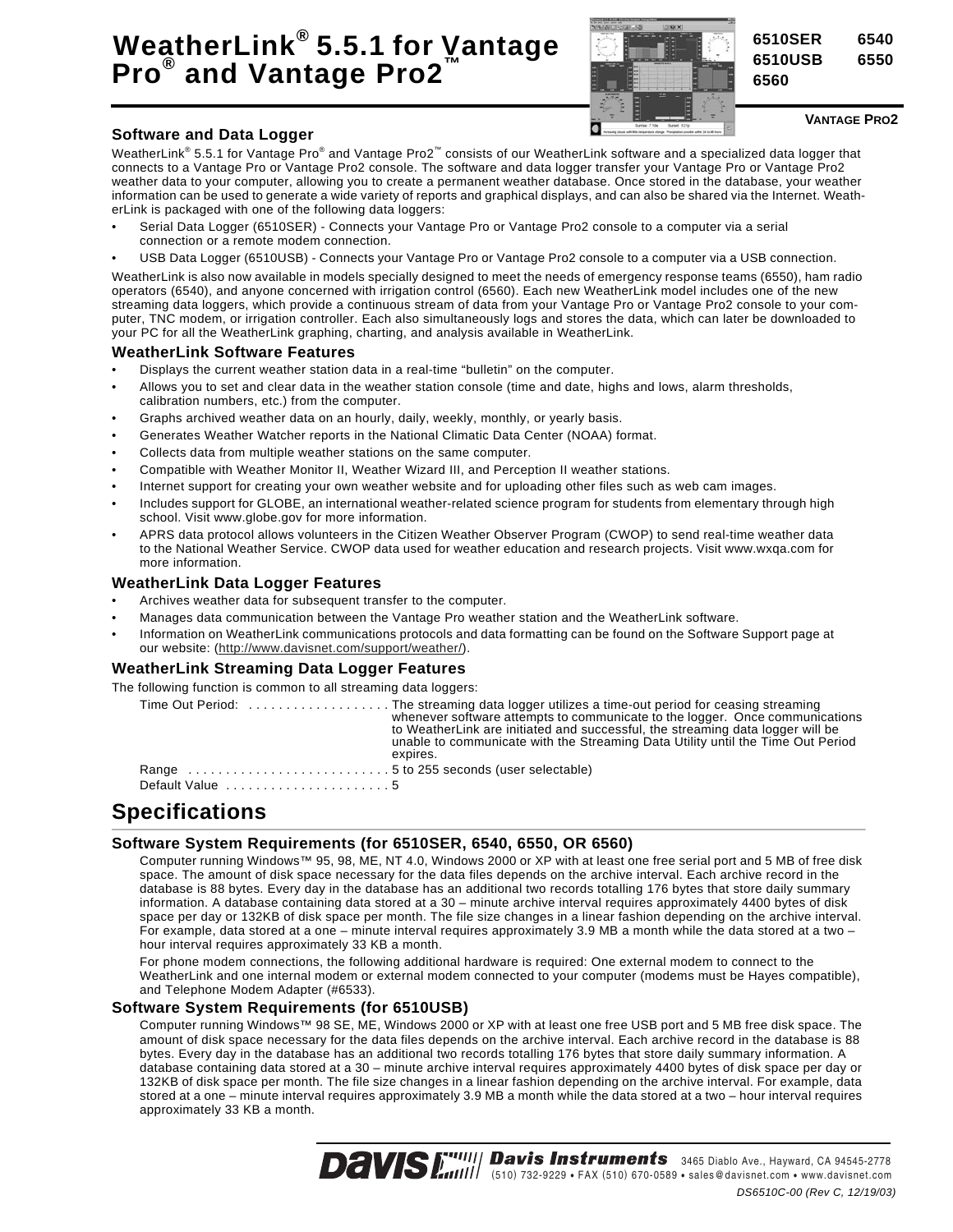# WeatherLink® 5.5.1 for Vantage Pro® and Vantage Pro2™

6510SER 6540
6510USB 6550
6560

VANTAGE PRO2

## Software and Data Logger

WeatherLink® 5.5.1 for Vantage Pro® and Vantage Pro2™ consists of our WeatherLink software and a specialized data logger that connects to a Vantage Pro or Vantage Pro2 console. The software and data logger transfer your Vantage Pro or Vantage Pro2 weather data to your computer, allowing you to create a permanent weather database. Once stored in the database, your weather information can be used to generate a wide variety of reports and graphical displays, and can also be shared via the Internet. WeatherLink is packaged with one of the following data loggers:

- Serial Data Logger (6510SER) - Connects your Vantage Pro or Vantage Pro2 console to a computer via a serial connection or a remote modem connection.
- USB Data Logger (6510USB) - Connects your Vantage Pro or Vantage Pro2 console to a computer via a USB connection.

WeatherLink is also now available in models specially designed to meet the needs of emergency response teams (6550), ham radio operators (6540), and anyone concerned with irrigation control (6560). Each new WeatherLink model includes one of the new streaming data loggers, which provide a continuous stream of data from your Vantage Pro or Vantage Pro2 console to your computer, TNC modem, or irrigation controller. Each also simultaneously logs and stores the data, which can later be downloaded to your PC for all the WeatherLink graphing, charting, and analysis available in WeatherLink.

## WeatherLink Software Features

- Displays the current weather station data in a real-time "bulletin" on the computer.
- Allows you to set and clear data in the weather station console (time and date, highs and lows, alarm thresholds, calibration numbers, etc.) from the computer.
- Graphs archived weather data on an hourly, daily, weekly, monthly, or yearly basis.
- Generates Weather Watcher reports in the National Climatic Data Center (NOAA) format.
- Collects data from multiple weather stations on the same computer.
- Compatible with Weather Monitor II, Weather Wizard III, and Perception II weather stations.
- Internet support for creating your own weather website and for uploading other files such as web cam images.
- Includes support for GLOBE, an international weather-related science program for students from elementary through high school. Visit www.globe.gov for more information.
- APRS data protocol allows volunteers in the Citizen Weather Observer Program (CWOP) to send real-time weather data to the National Weather Service. CWOP data used for weather education and research projects. Visit www.wxqa.com for more information.

## WeatherLink Data Logger Features

- Archives weather data for subsequent transfer to the computer.
- Manages data communication between the Vantage Pro weather station and the WeatherLink software.
- Information on WeatherLink communications protocols and data formatting can be found on the Software Support page at our website: (http://www.davisnet.com/support/weather/).

## WeatherLink Streaming Data Logger Features

The following function is common to all streaming data loggers:

Time Out Period: .................... The streaming data logger utilizes a time-out period for ceasing streaming whenever software attempts to communicate to the logger. Once communications to WeatherLink are initiated and successful, the streaming data logger will be unable to communicate with the Streaming Data Utility until the Time Out Period expires.

Range ........................... 5 to 255 seconds (user selectable)

Default Value ...................... 5

# Specifications

## Software System Requirements (for 6510SER, 6540, 6550, OR 6560)

Computer running Windows™ 95, 98, ME, NT 4.0, Windows 2000 or XP with at least one free serial port and 5 MB of free disk space. The amount of disk space necessary for the data files depends on the archive interval. Each archive record in the database is 88 bytes. Every day in the database has an additional two records totalling 176 bytes that store daily summary information. A database containing data stored at a 30 – minute archive interval requires approximately 4400 bytes of disk space per day or 132KB of disk space per month. The file size changes in a linear fashion depending on the archive interval. For example, data stored at a one – minute interval requires approximately 3.9 MB a month while the data stored at a two – hour interval requires approximately 33 KB a month.

For phone modem connections, the following additional hardware is required: One external modem to connect to the WeatherLink and one internal modem or external modem connected to your computer (modems must be Hayes compatible), and Telephone Modem Adapter (#6533).

## Software System Requirements (for 6510USB)

Computer running Windows™ 98 SE, ME, Windows 2000 or XP with at least one free USB port and 5 MB free disk space. The amount of disk space necessary for the data files depends on the archive interval. Each archive record in the database is 88 bytes. Every day in the database has an additional two records totalling 176 bytes that store daily summary information. A database containing data stored at a 30 – minute archive interval requires approximately 4400 bytes of disk space per day or 132KB of disk space per month. The file size changes in a linear fashion depending on the archive interval. For example, data stored at a one – minute interval requires approximately 3.9 MB a month while the data stored at a two – hour interval requires approximately 33 KB a month.

Davis Instruments 3465 Diablo Ave., Hayward, CA 94545-2778
(510) 732-9229 • FAX (510) 670-0589 • sales@davisnet.com • www.davisnet.com

DS6510C-00 (Rev C, 12/19/03)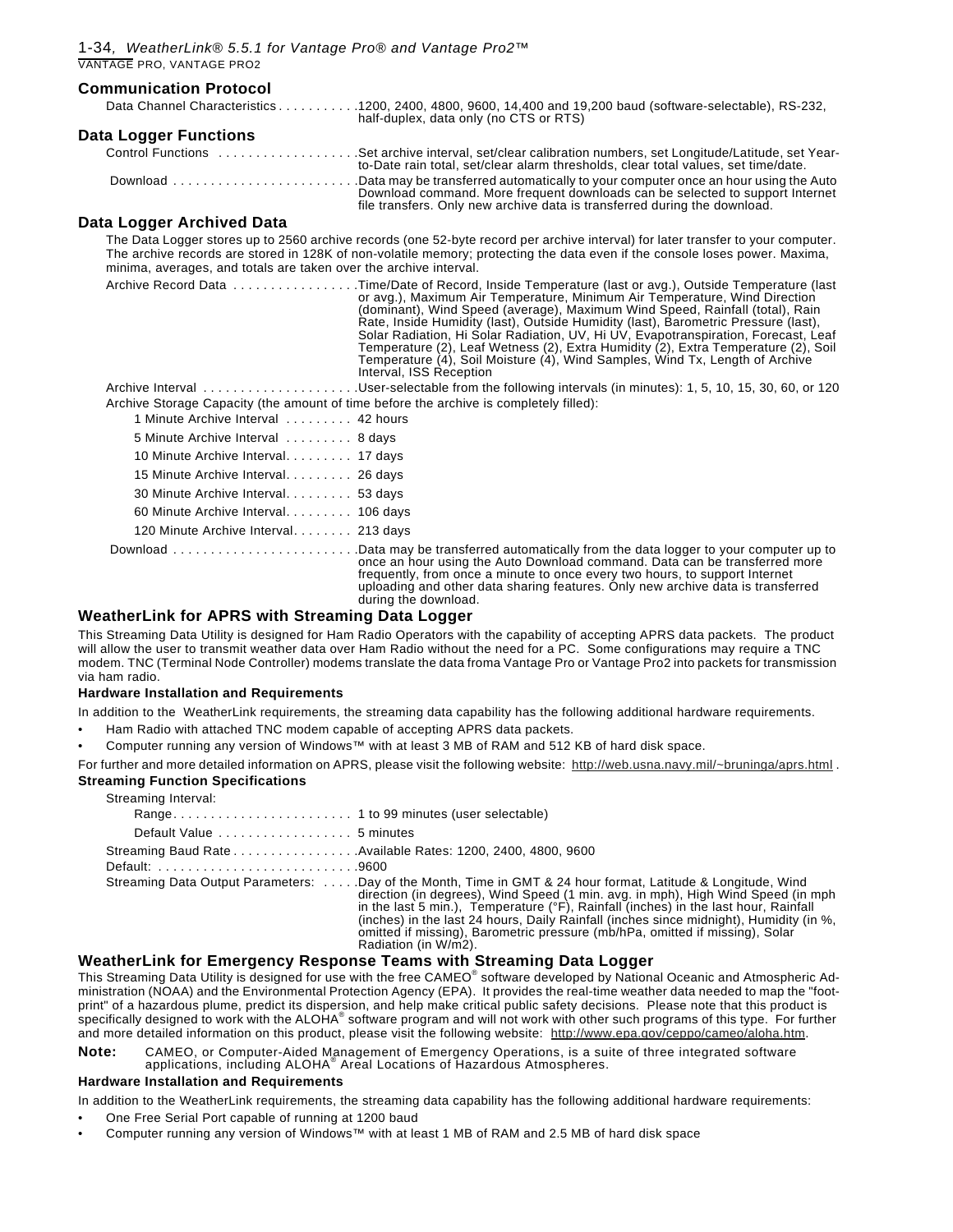## Communication Protocol

Data Channel Characteristics . . . . . . . . . . .1200, 2400, 4800, 9600, 14,400 and 19,200 baud (software-selectable), RS-232, half-duplex, data only (no CTS or RTS)

## Data Logger Functions

Control Functions . . . . . . . . . . . . . . . . . . .Set archive interval, set/clear calibration numbers, set Longitude/Latitude, set Year-to-Date rain total, set/clear alarm thresholds, clear total values, set time/date.

Download . . . . . . . . . . . . . . . . . . . . . . . . .Data may be transferred automatically to your computer once an hour using the Auto Download command. More frequent downloads can be selected to support Internet file transfers. Only new archive data is transferred during the download.

## Data Logger Archived Data

The Data Logger stores up to 2560 archive records (one 52-byte record per archive interval) for later transfer to your computer. The archive records are stored in 128K of non-volatile memory; protecting the data even if the console loses power. Maxima, minima, averages, and totals are taken over the archive interval.

Archive Record Data . . . . . . . . . . . . . . . . .Time/Date of Record, Inside Temperature (last or avg.), Outside Temperature (last or avg.), Maximum Air Temperature, Minimum Air Temperature, Wind Direction (dominant), Wind Speed (average), Maximum Wind Speed, Rainfall (total), Rain Rate, Inside Humidity (last), Outside Humidity (last), Barometric Pressure (last), Solar Radiation, Hi Solar Radiation, UV, Hi UV, Evapotranspiration, Forecast, Leaf Temperature (2), Leaf Wetness (2), Extra Humidity (2), Extra Temperature (2), Soil Temperature (4), Soil Moisture (4), Wind Samples, Wind Tx, Length of Archive Interval, ISS Reception

Archive Interval . . . . . . . . . . . . . . . . . . . . .User-selectable from the following intervals (in minutes): 1, 5, 10, 15, 30, 60, or 120

Archive Storage Capacity (the amount of time before the archive is completely filled):

- 1 Minute Archive Interval . . . . . . . . . 42 hours
- 5 Minute Archive Interval . . . . . . . . . 8 days
- 10 Minute Archive Interval. . . . . . . . . 17 days
- 15 Minute Archive Interval. . . . . . . . . 26 days
- 30 Minute Archive Interval. . . . . . . . . 53 days
- 60 Minute Archive Interval. . . . . . . . . 106 days
- 120 Minute Archive Interval. . . . . . . . 213 days

Download . . . . . . . . . . . . . . . . . . . . . . . . .Data may be transferred automatically from the data logger to your computer up to once an hour using the Auto Download command. Data can be transferred more frequently, from once a minute to once every two hours, to support Internet uploading and other data sharing features. Only new archive data is transferred during the download.

## WeatherLink for APRS with Streaming Data Logger

This Streaming Data Utility is designed for Ham Radio Operators with the capability of accepting APRS data packets. The product will allow the user to transmit weather data over Ham Radio without the need for a PC. Some configurations may require a TNC modem. TNC (Terminal Node Controller) modems translate the data froma Vantage Pro or Vantage Pro2 into packets for transmission via ham radio.

### Hardware Installation and Requirements

In addition to the WeatherLink requirements, the streaming data capability has the following additional hardware requirements.

- Ham Radio with attached TNC modem capable of accepting APRS data packets.
- Computer running any version of Windows™ with at least 3 MB of RAM and 512 KB of hard disk space.

For further and more detailed information on APRS, please visit the following website: http://web.usna.navy.mil/~bruninga/aprs.html .

### Streaming Function Specifications

Streaming Interval:

- Range. . . . . . . . . . . . . . . . . . . . . . . . 1 to 99 minutes (user selectable)
- Default Value . . . . . . . . . . . . . . . . . . 5 minutes

Streaming Baud Rate . . . . . . . . . . . . . . . . .Available Rates: 1200, 2400, 4800, 9600

Default: . . . . . . . . . . . . . . . . . . . . . . . . . . .9600

Streaming Data Output Parameters: . . . . .Day of the Month, Time in GMT & 24 hour format, Latitude & Longitude, Wind direction (in degrees), Wind Speed (1 min. avg. in mph), High Wind Speed (in mph in the last 5 min.), Temperature (°F), Rainfall (inches) in the last hour, Rainfall (inches) in the last 24 hours, Daily Rainfall (inches since midnight), Humidity (in %, omitted if missing), Barometric pressure (mb/hPa, omitted if missing), Solar Radiation (in W/m2).

## WeatherLink for Emergency Response Teams with Streaming Data Logger

This Streaming Data Utility is designed for use with the free CAMEO® software developed by National Oceanic and Atmospheric Administration (NOAA) and the Environmental Protection Agency (EPA). It provides the real-time weather data needed to map the "footprint" of a hazardous plume, predict its dispersion, and help make critical public safety decisions. Please note that this product is specifically designed to work with the ALOHA® software program and will not work with other such programs of this type. For further and more detailed information on this product, please visit the following website: http://www.epa.gov/ceppo/cameo/aloha.htm.

**Note:** CAMEO, or Computer-Aided Management of Emergency Operations, is a suite of three integrated software applications, including ALOHA® Areal Locations of Hazardous Atmospheres.

### Hardware Installation and Requirements

In addition to the WeatherLink requirements, the streaming data capability has the following additional hardware requirements:

- One Free Serial Port capable of running at 1200 baud
- Computer running any version of Windows™ with at least 1 MB of RAM and 2.5 MB of hard disk space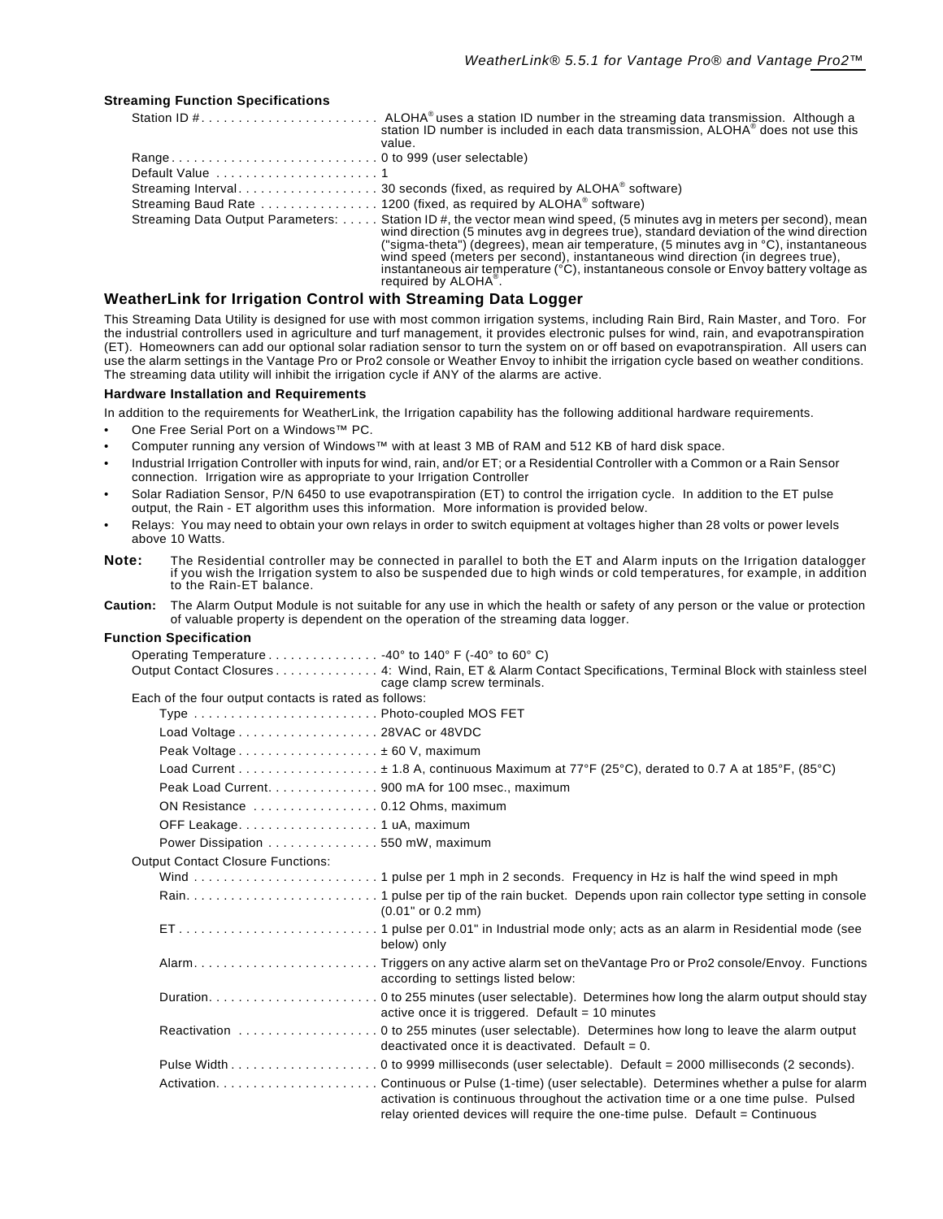**Streaming Function Specifications**

| | |
|---|---|
| Station ID # | ALOHA® uses a station ID number in the streaming data transmission. Although a station ID number is included in each data transmission, ALOHA® does not use this value. |
| Range | 0 to 999 (user selectable) |
| Default Value | 1 |
| Streaming Interval | 30 seconds (fixed, as required by ALOHA® software) |
| Streaming Baud Rate | 1200 (fixed, as required by ALOHA® software) |
| Streaming Data Output Parameters: | Station ID #, the vector mean wind speed, (5 minutes avg in meters per second), mean wind direction (5 minutes avg in degrees true), standard deviation of the wind direction ("sigma-theta") (degrees), mean air temperature, (5 minutes avg in °C), instantaneous wind speed (meters per second), instantaneous wind direction (in degrees true), instantaneous air temperature (°C), instantaneous console or Envoy battery voltage as required by ALOHA®. |

## WeatherLink for Irrigation Control with Streaming Data Logger

This Streaming Data Utility is designed for use with most common irrigation systems, including Rain Bird, Rain Master, and Toro. For the industrial controllers used in agriculture and turf management, it provides electronic pulses for wind, rain, and evapotranspiration (ET). Homeowners can add our optional solar radiation sensor to turn the system on or off based on evapotranspiration. All users can use the alarm settings in the Vantage Pro or Pro2 console or Weather Envoy to inhibit the irrigation cycle based on weather conditions. The streaming data utility will inhibit the irrigation cycle if ANY of the alarms are active.

### Hardware Installation and Requirements

In addition to the requirements for WeatherLink, the Irrigation capability has the following additional hardware requirements.

- One Free Serial Port on a Windows™ PC.
- Computer running any version of Windows™ with at least 3 MB of RAM and 512 KB of hard disk space.
- Industrial Irrigation Controller with inputs for wind, rain, and/or ET; or a Residential Controller with a Common or a Rain Sensor connection. Irrigation wire as appropriate to your Irrigation Controller
- Solar Radiation Sensor, P/N 6450 to use evapotranspiration (ET) to control the irrigation cycle. In addition to the ET pulse output, the Rain - ET algorithm uses this information. More information is provided below.
- Relays: You may need to obtain your own relays in order to switch equipment at voltages higher than 28 volts or power levels above 10 Watts.

**Note:** The Residential controller may be connected in parallel to both the ET and Alarm inputs on the Irrigation datalogger if you wish the Irrigation system to also be suspended due to high winds or cold temperatures, for example, in addition to the Rain-ET balance.

**Caution:** The Alarm Output Module is not suitable for any use in which the health or safety of any person or the value or protection of valuable property is dependent on the operation of the streaming data logger.

### Function Specification

| | |
|---|---|
| Operating Temperature | -40° to 140° F (-40° to 60° C) |
| Output Contact Closures | 4: Wind, Rain, ET & Alarm Contact Specifications, Terminal Block with stainless steel cage clamp screw terminals. |

Each of the four output contacts is rated as follows:

| | |
|---|---|
| Type | Photo-coupled MOS FET |
| Load Voltage | 28VAC or 48VDC |
| Peak Voltage | ± 60 V, maximum |
| Load Current | ± 1.8 A, continuous Maximum at 77°F (25°C), derated to 0.7 A at 185°F, (85°C) |
| Peak Load Current | 900 mA for 100 msec., maximum |
| ON Resistance | 0.12 Ohms, maximum |
| OFF Leakage | 1 uA, maximum |
| Power Dissipation | 550 mW, maximum |

Output Contact Closure Functions:

| | |
|---|---|
| Wind | 1 pulse per 1 mph in 2 seconds. Frequency in Hz is half the wind speed in mph |
| Rain | 1 pulse per tip of the rain bucket. Depends upon rain collector type setting in console (0.01" or 0.2 mm) |
| ET | 1 pulse per 0.01" in Industrial mode only; acts as an alarm in Residential mode (see below) only |
| Alarm | Triggers on any active alarm set on theVantage Pro or Pro2 console/Envoy. Functions according to settings listed below: |
| Duration | 0 to 255 minutes (user selectable). Determines how long the alarm output should stay active once it is triggered. Default = 10 minutes |
| Reactivation | 0 to 255 minutes (user selectable). Determines how long to leave the alarm output deactivated once it is deactivated. Default = 0. |
| Pulse Width | 0 to 9999 milliseconds (user selectable). Default = 2000 milliseconds (2 seconds). |
| Activation | Continuous or Pulse (1-time) (user selectable). Determines whether a pulse for alarm activation is continuous throughout the activation time or a one time pulse. Pulsed relay oriented devices will require the one-time pulse. Default = Continuous |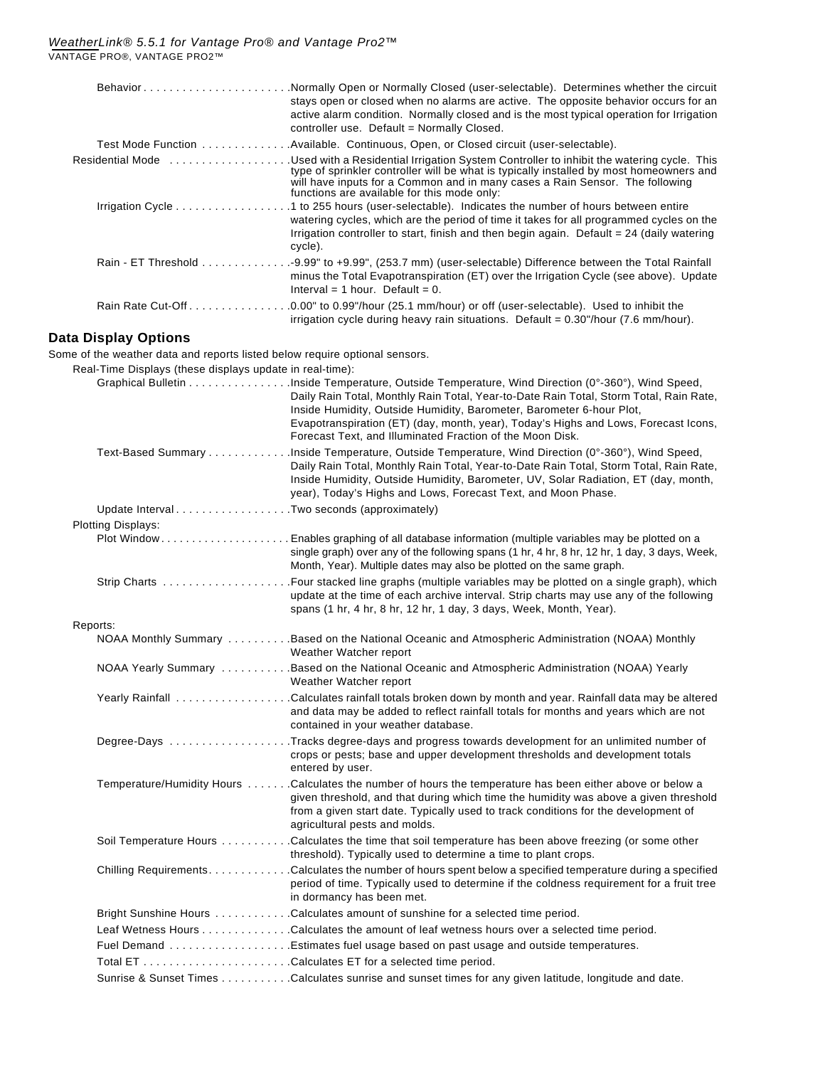Behavior . . . . . . . . . . . . . . . . . . . . . . .Normally Open or Normally Closed (user-selectable). Determines whether the circuit stays open or closed when no alarms are active. The opposite behavior occurs for an active alarm condition. Normally closed and is the most typical operation for Irrigation controller use. Default = Normally Closed.

Test Mode Function . . . . . . . . . . . . . .Available. Continuous, Open, or Closed circuit (user-selectable).

Residential Mode . . . . . . . . . . . . . . . . . . .Used with a Residential Irrigation System Controller to inhibit the watering cycle. This type of sprinkler controller will be what is typically installed by most homeowners and will have inputs for a Common and in many cases a Rain Sensor. The following functions are available for this mode only:

Irrigation Cycle . . . . . . . . . . . . . . . . . . .1 to 255 hours (user-selectable). Indicates the number of hours between entire watering cycles, which are the period of time it takes for all programmed cycles on the Irrigation controller to start, finish and then begin again. Default = 24 (daily watering cycle).

Rain - ET Threshold . . . . . . . . . . . . . .-9.99" to +9.99", (253.7 mm) (user-selectable) Difference between the Total Rainfall minus the Total Evapotranspiration (ET) over the Irrigation Cycle (see above). Update Interval = 1 hour. Default = 0.

Rain Rate Cut-Off . . . . . . . . . . . . . . . . .0.00" to 0.99"/hour (25.1 mm/hour) or off (user-selectable). Used to inhibit the irrigation cycle during heavy rain situations. Default = 0.30"/hour (7.6 mm/hour).

## Data Display Options

Some of the weather data and reports listed below require optional sensors.

Real-Time Displays (these displays update in real-time):

Graphical Bulletin . . . . . . . . . . . . . . . .Inside Temperature, Outside Temperature, Wind Direction (0°-360°), Wind Speed, Daily Rain Total, Monthly Rain Total, Year-to-Date Rain Total, Storm Total, Rain Rate, Inside Humidity, Outside Humidity, Barometer, Barometer 6-hour Plot, Evapotranspiration (ET) (day, month, year), Today's Highs and Lows, Forecast Icons, Forecast Text, and Illuminated Fraction of the Moon Disk.

Text-Based Summary . . . . . . . . . . . . .Inside Temperature, Outside Temperature, Wind Direction (0°-360°), Wind Speed, Daily Rain Total, Monthly Rain Total, Year-to-Date Rain Total, Storm Total, Rain Rate, Inside Humidity, Outside Humidity, Barometer, UV, Solar Radiation, ET (day, month, year), Today's Highs and Lows, Forecast Text, and Moon Phase.

Update Interval . . . . . . . . . . . . . . . . . .Two seconds (approximately)

Plotting Displays:

Plot Window . . . . . . . . . . . . . . . . . . . . . Enables graphing of all database information (multiple variables may be plotted on a single graph) over any of the following spans (1 hr, 4 hr, 8 hr, 12 hr, 1 day, 3 days, Week, Month, Year). Multiple dates may also be plotted on the same graph.

Strip Charts . . . . . . . . . . . . . . . . . . . .Four stacked line graphs (multiple variables may be plotted on a single graph), which update at the time of each archive interval. Strip charts may use any of the following spans (1 hr, 4 hr, 8 hr, 12 hr, 1 day, 3 days, Week, Month, Year).

Reports:

NOAA Monthly Summary . . . . . . . . . .Based on the National Oceanic and Atmospheric Administration (NOAA) Monthly Weather Watcher report

NOAA Yearly Summary . . . . . . . . . . .Based on the National Oceanic and Atmospheric Administration (NOAA) Yearly Weather Watcher report

Yearly Rainfall . . . . . . . . . . . . . . . . . .Calculates rainfall totals broken down by month and year. Rainfall data may be altered and data may be added to reflect rainfall totals for months and years which are not contained in your weather database.

Degree-Days . . . . . . . . . . . . . . . . . . .Tracks degree-days and progress towards development for an unlimited number of crops or pests; base and upper development thresholds and development totals entered by user.

Temperature/Humidity Hours . . . . . . .Calculates the number of hours the temperature has been either above or below a given threshold, and that during which time the humidity was above a given threshold from a given start date. Typically used to track conditions for the development of agricultural pests and molds.

Soil Temperature Hours . . . . . . . . . . .Calculates the time that soil temperature has been above freezing (or some other threshold). Typically used to determine a time to plant crops.

Chilling Requirements. . . . . . . . . . . . .Calculates the number of hours spent below a specified temperature during a specified period of time. Typically used to determine if the coldness requirement for a fruit tree in dormancy has been met.

Bright Sunshine Hours . . . . . . . . . . . .Calculates amount of sunshine for a selected time period.

Leaf Wetness Hours . . . . . . . . . . . . . .Calculates the amount of leaf wetness hours over a selected time period.

Fuel Demand . . . . . . . . . . . . . . . . . . .Estimates fuel usage based on past usage and outside temperatures.

Total ET . . . . . . . . . . . . . . . . . . . . . . .Calculates ET for a selected time period.

Sunrise & Sunset Times . . . . . . . . . . .Calculates sunrise and sunset times for any given latitude, longitude and date.